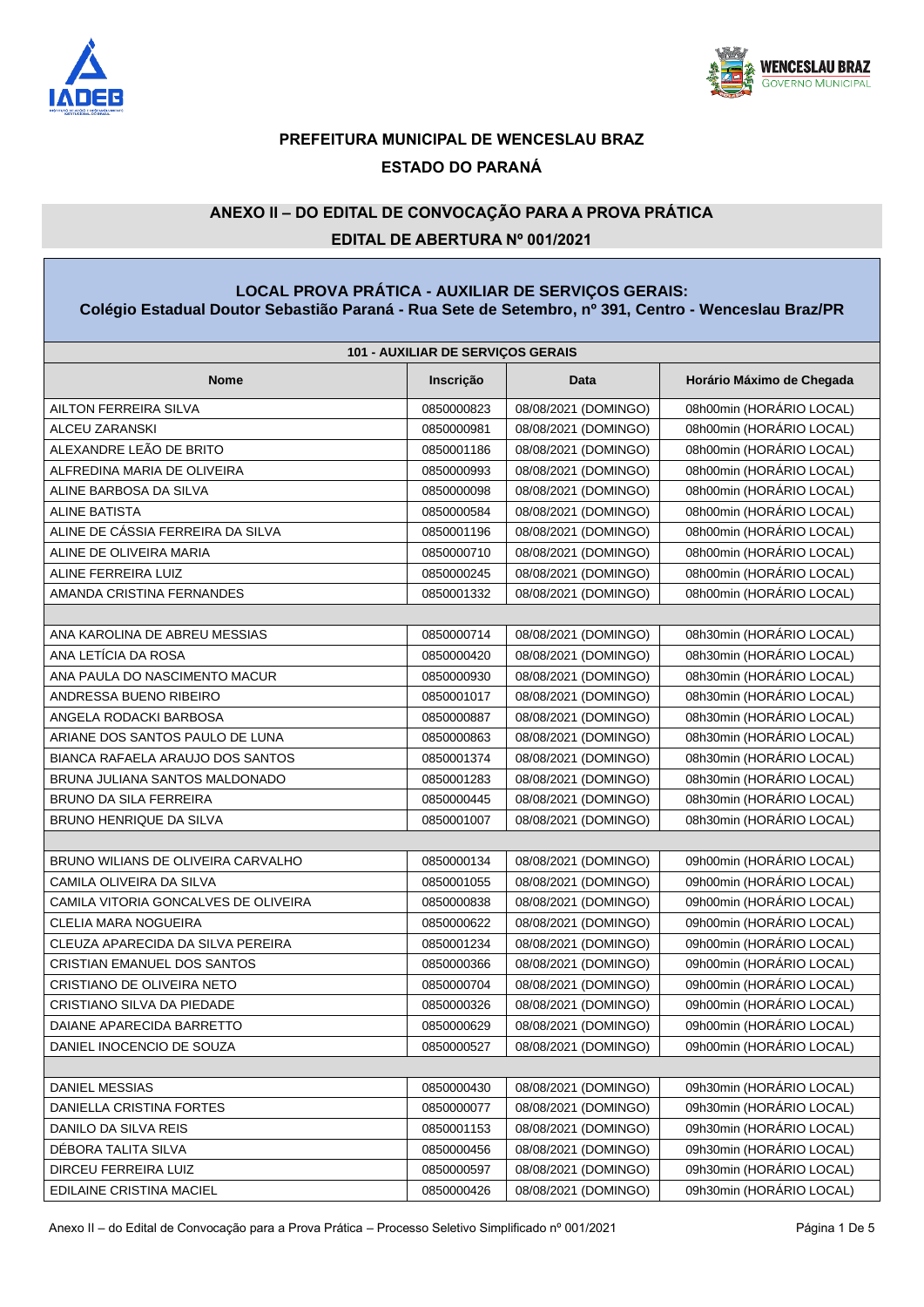**PREFEITURA MUNICIPAL DE WENCESLAU BRAZ**

**ESTADO DO PARANÁ**

## ANEXO II – DO EDITAL DE CONVOCAÇÃO PARA A PROVA PRÁTICA

## EDITAL DE ABERTURA Nº 001/2021

### LOCAL PROVA PRÁTICA - AUXILIAR DE SERVIÇOS GERAIS:
### Colégio Estadual Doutor Sebastião Paraná - Rua Sete de Setembro, nº 391, Centro - Wenceslau Braz/PR

**101 - AUXILIAR DE SERVIÇOS GERAIS**

| Nome | Inscrição | Data | Horário Máximo de Chegada |
|---|---|---|---|
| AILTON FERREIRA SILVA | 0850000823 | 08/08/2021 (DOMINGO) | 08h00min (HORÁRIO LOCAL) |
| ALCEU ZARANSKI | 0850000981 | 08/08/2021 (DOMINGO) | 08h00min (HORÁRIO LOCAL) |
| ALEXANDRE LEÃO DE BRITO | 0850001186 | 08/08/2021 (DOMINGO) | 08h00min (HORÁRIO LOCAL) |
| ALFREDINA MARIA DE OLIVEIRA | 0850000993 | 08/08/2021 (DOMINGO) | 08h00min (HORÁRIO LOCAL) |
| ALINE BARBOSA DA SILVA | 0850000098 | 08/08/2021 (DOMINGO) | 08h00min (HORÁRIO LOCAL) |
| ALINE BATISTA | 0850000584 | 08/08/2021 (DOMINGO) | 08h00min (HORÁRIO LOCAL) |
| ALINE DE CÁSSIA FERREIRA DA SILVA | 0850001196 | 08/08/2021 (DOMINGO) | 08h00min (HORÁRIO LOCAL) |
| ALINE DE OLIVEIRA MARIA | 0850000710 | 08/08/2021 (DOMINGO) | 08h00min (HORÁRIO LOCAL) |
| ALINE FERREIRA LUIZ | 0850000245 | 08/08/2021 (DOMINGO) | 08h00min (HORÁRIO LOCAL) |
| AMANDA CRISTINA FERNANDES | 0850001332 | 08/08/2021 (DOMINGO) | 08h00min (HORÁRIO LOCAL) |
| | | | |
| ANA KAROLINA DE ABREU MESSIAS | 0850000714 | 08/08/2021 (DOMINGO) | 08h30min (HORÁRIO LOCAL) |
| ANA LETÍCIA DA ROSA | 0850000420 | 08/08/2021 (DOMINGO) | 08h30min (HORÁRIO LOCAL) |
| ANA PAULA DO NASCIMENTO MACUR | 0850000930 | 08/08/2021 (DOMINGO) | 08h30min (HORÁRIO LOCAL) |
| ANDRESSA BUENO RIBEIRO | 0850001017 | 08/08/2021 (DOMINGO) | 08h30min (HORÁRIO LOCAL) |
| ANGELA RODACKI BARBOSA | 0850000887 | 08/08/2021 (DOMINGO) | 08h30min (HORÁRIO LOCAL) |
| ARIANE DOS SANTOS PAULO DE LUNA | 0850000863 | 08/08/2021 (DOMINGO) | 08h30min (HORÁRIO LOCAL) |
| BIANCA RAFAELA ARAUJO DOS SANTOS | 0850001374 | 08/08/2021 (DOMINGO) | 08h30min (HORÁRIO LOCAL) |
| BRUNA JULIANA SANTOS MALDONADO | 0850001283 | 08/08/2021 (DOMINGO) | 08h30min (HORÁRIO LOCAL) |
| BRUNO DA SILA FERREIRA | 0850000445 | 08/08/2021 (DOMINGO) | 08h30min (HORÁRIO LOCAL) |
| BRUNO HENRIQUE DA SILVA | 0850001007 | 08/08/2021 (DOMINGO) | 08h30min (HORÁRIO LOCAL) |
| | | | |
| BRUNO WILIANS DE OLIVEIRA CARVALHO | 0850000134 | 08/08/2021 (DOMINGO) | 09h00min (HORÁRIO LOCAL) |
| CAMILA OLIVEIRA DA SILVA | 0850001055 | 08/08/2021 (DOMINGO) | 09h00min (HORÁRIO LOCAL) |
| CAMILA VITORIA GONCALVES DE OLIVEIRA | 0850000838 | 08/08/2021 (DOMINGO) | 09h00min (HORÁRIO LOCAL) |
| CLELIA MARA NOGUEIRA | 0850000622 | 08/08/2021 (DOMINGO) | 09h00min (HORÁRIO LOCAL) |
| CLEUZA APARECIDA DA SILVA PEREIRA | 0850001234 | 08/08/2021 (DOMINGO) | 09h00min (HORÁRIO LOCAL) |
| CRISTIAN EMANUEL DOS SANTOS | 0850000366 | 08/08/2021 (DOMINGO) | 09h00min (HORÁRIO LOCAL) |
| CRISTIANO DE OLIVEIRA NETO | 0850000704 | 08/08/2021 (DOMINGO) | 09h00min (HORÁRIO LOCAL) |
| CRISTIANO SILVA DA PIEDADE | 0850000326 | 08/08/2021 (DOMINGO) | 09h00min (HORÁRIO LOCAL) |
| DAIANE APARECIDA BARRETTO | 0850000629 | 08/08/2021 (DOMINGO) | 09h00min (HORÁRIO LOCAL) |
| DANIEL INOCENCIO DE SOUZA | 0850000527 | 08/08/2021 (DOMINGO) | 09h00min (HORÁRIO LOCAL) |
| | | | |
| DANIEL MESSIAS | 0850000430 | 08/08/2021 (DOMINGO) | 09h30min (HORÁRIO LOCAL) |
| DANIELLA CRISTINA FORTES | 0850000077 | 08/08/2021 (DOMINGO) | 09h30min (HORÁRIO LOCAL) |
| DANILO DA SILVA REIS | 0850001153 | 08/08/2021 (DOMINGO) | 09h30min (HORÁRIO LOCAL) |
| DÉBORA TALITA SILVA | 0850000456 | 08/08/2021 (DOMINGO) | 09h30min (HORÁRIO LOCAL) |
| DIRCEU FERREIRA LUIZ | 0850000597 | 08/08/2021 (DOMINGO) | 09h30min (HORÁRIO LOCAL) |
| EDILAINE CRISTINA MACIEL | 0850000426 | 08/08/2021 (DOMINGO) | 09h30min (HORÁRIO LOCAL) |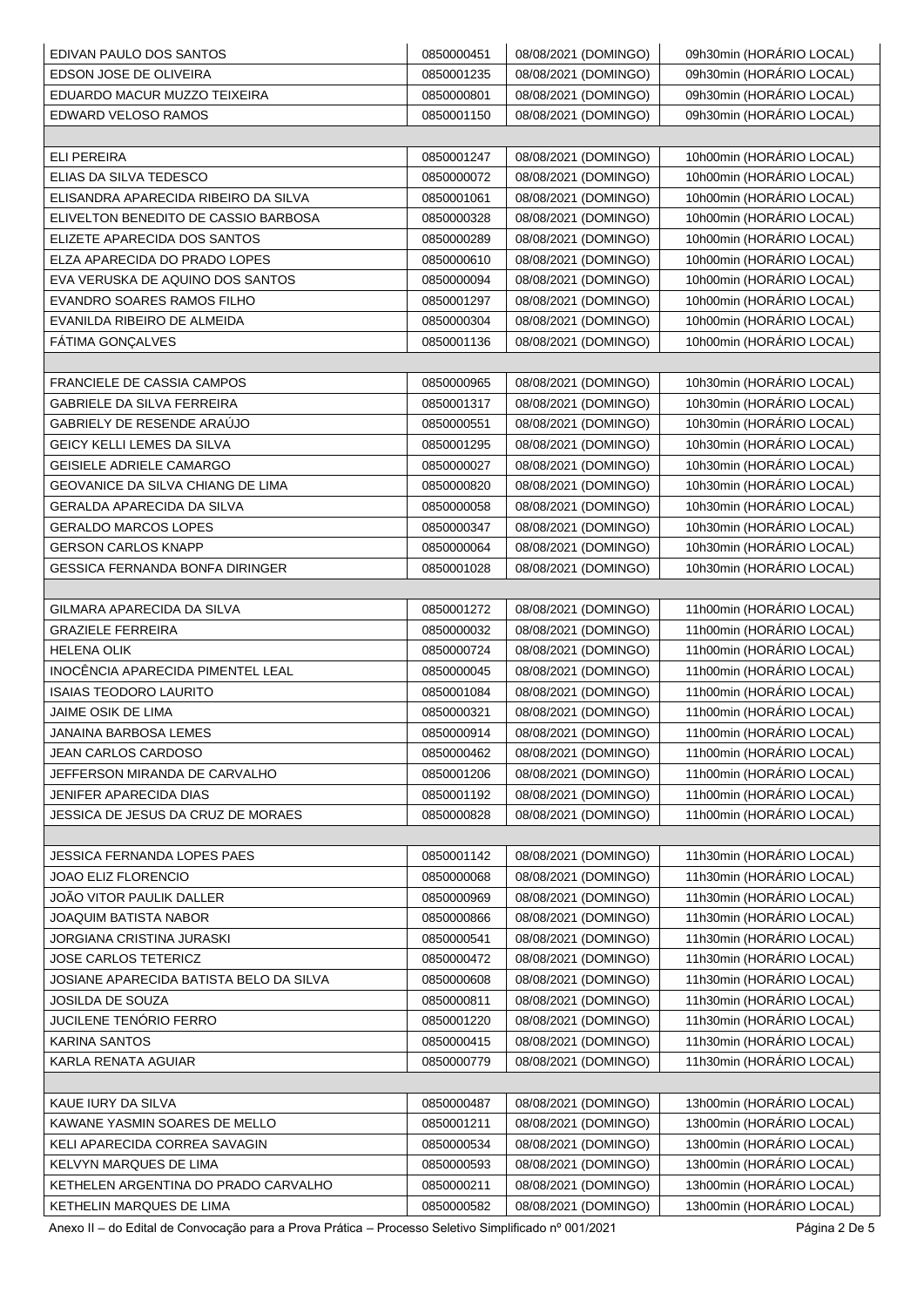| | | | |
|---|---|---|---|
| EDIVAN PAULO DOS SANTOS | 0850000451 | 08/08/2021 (DOMINGO) | 09h30min (HORÁRIO LOCAL) |
| EDSON JOSE DE OLIVEIRA | 0850001235 | 08/08/2021 (DOMINGO) | 09h30min (HORÁRIO LOCAL) |
| EDUARDO MACUR MUZZO TEIXEIRA | 0850000801 | 08/08/2021 (DOMINGO) | 09h30min (HORÁRIO LOCAL) |
| EDWARD VELOSO RAMOS | 0850001150 | 08/08/2021 (DOMINGO) | 09h30min (HORÁRIO LOCAL) |
| | | | |
| ELI PEREIRA | 0850001247 | 08/08/2021 (DOMINGO) | 10h00min (HORÁRIO LOCAL) |
| ELIAS DA SILVA TEDESCO | 0850000072 | 08/08/2021 (DOMINGO) | 10h00min (HORÁRIO LOCAL) |
| ELISANDRA APARECIDA RIBEIRO DA SILVA | 0850001061 | 08/08/2021 (DOMINGO) | 10h00min (HORÁRIO LOCAL) |
| ELIVELTON BENEDITO DE CASSIO BARBOSA | 0850000328 | 08/08/2021 (DOMINGO) | 10h00min (HORÁRIO LOCAL) |
| ELIZETE APARECIDA DOS SANTOS | 0850000289 | 08/08/2021 (DOMINGO) | 10h00min (HORÁRIO LOCAL) |
| ELZA APARECIDA DO PRADO LOPES | 0850000610 | 08/08/2021 (DOMINGO) | 10h00min (HORÁRIO LOCAL) |
| EVA VERUSKA DE AQUINO DOS SANTOS | 0850000094 | 08/08/2021 (DOMINGO) | 10h00min (HORÁRIO LOCAL) |
| EVANDRO SOARES RAMOS FILHO | 0850001297 | 08/08/2021 (DOMINGO) | 10h00min (HORÁRIO LOCAL) |
| EVANILDA RIBEIRO DE ALMEIDA | 0850000304 | 08/08/2021 (DOMINGO) | 10h00min (HORÁRIO LOCAL) |
| FÁTIMA GONÇALVES | 0850001136 | 08/08/2021 (DOMINGO) | 10h00min (HORÁRIO LOCAL) |
| | | | |
| FRANCIELE DE CASSIA CAMPOS | 0850000965 | 08/08/2021 (DOMINGO) | 10h30min (HORÁRIO LOCAL) |
| GABRIELE DA SILVA FERREIRA | 0850001317 | 08/08/2021 (DOMINGO) | 10h30min (HORÁRIO LOCAL) |
| GABRIELY DE RESENDE ARAÚJO | 0850000551 | 08/08/2021 (DOMINGO) | 10h30min (HORÁRIO LOCAL) |
| GEICY KELLI LEMES DA SILVA | 0850001295 | 08/08/2021 (DOMINGO) | 10h30min (HORÁRIO LOCAL) |
| GEISIELE ADRIELE CAMARGO | 0850000027 | 08/08/2021 (DOMINGO) | 10h30min (HORÁRIO LOCAL) |
| GEOVANICE DA SILVA CHIANG DE LIMA | 0850000820 | 08/08/2021 (DOMINGO) | 10h30min (HORÁRIO LOCAL) |
| GERALDA APARECIDA DA SILVA | 0850000058 | 08/08/2021 (DOMINGO) | 10h30min (HORÁRIO LOCAL) |
| GERALDO MARCOS LOPES | 0850000347 | 08/08/2021 (DOMINGO) | 10h30min (HORÁRIO LOCAL) |
| GERSON CARLOS KNAPP | 0850000064 | 08/08/2021 (DOMINGO) | 10h30min (HORÁRIO LOCAL) |
| GESSICA FERNANDA BONFA DIRINGER | 0850001028 | 08/08/2021 (DOMINGO) | 10h30min (HORÁRIO LOCAL) |
| | | | |
| GILMARA APARECIDA DA SILVA | 0850001272 | 08/08/2021 (DOMINGO) | 11h00min (HORÁRIO LOCAL) |
| GRAZIELE FERREIRA | 0850000032 | 08/08/2021 (DOMINGO) | 11h00min (HORÁRIO LOCAL) |
| HELENA OLIK | 0850000724 | 08/08/2021 (DOMINGO) | 11h00min (HORÁRIO LOCAL) |
| INOCÊNCIA APARECIDA PIMENTEL LEAL | 0850000045 | 08/08/2021 (DOMINGO) | 11h00min (HORÁRIO LOCAL) |
| ISAIAS TEODORO LAURITO | 0850001084 | 08/08/2021 (DOMINGO) | 11h00min (HORÁRIO LOCAL) |
| JAIME OSIK DE LIMA | 0850000321 | 08/08/2021 (DOMINGO) | 11h00min (HORÁRIO LOCAL) |
| JANAINA BARBOSA LEMES | 0850000914 | 08/08/2021 (DOMINGO) | 11h00min (HORÁRIO LOCAL) |
| JEAN CARLOS CARDOSO | 0850000462 | 08/08/2021 (DOMINGO) | 11h00min (HORÁRIO LOCAL) |
| JEFFERSON MIRANDA DE CARVALHO | 0850001206 | 08/08/2021 (DOMINGO) | 11h00min (HORÁRIO LOCAL) |
| JENIFER APARECIDA DIAS | 0850001192 | 08/08/2021 (DOMINGO) | 11h00min (HORÁRIO LOCAL) |
| JESSICA DE JESUS DA CRUZ DE MORAES | 0850000828 | 08/08/2021 (DOMINGO) | 11h00min (HORÁRIO LOCAL) |
| | | | |
| JESSICA FERNANDA LOPES PAES | 0850001142 | 08/08/2021 (DOMINGO) | 11h30min (HORÁRIO LOCAL) |
| JOAO ELIZ FLORENCIO | 0850000068 | 08/08/2021 (DOMINGO) | 11h30min (HORÁRIO LOCAL) |
| JOÃO VITOR PAULIK DALLER | 0850000969 | 08/08/2021 (DOMINGO) | 11h30min (HORÁRIO LOCAL) |
| JOAQUIM BATISTA NABOR | 0850000866 | 08/08/2021 (DOMINGO) | 11h30min (HORÁRIO LOCAL) |
| JORGIANA CRISTINA JURASKI | 0850000541 | 08/08/2021 (DOMINGO) | 11h30min (HORÁRIO LOCAL) |
| JOSE CARLOS TETERICZ | 0850000472 | 08/08/2021 (DOMINGO) | 11h30min (HORÁRIO LOCAL) |
| JOSIANE APARECIDA BATISTA BELO DA SILVA | 0850000608 | 08/08/2021 (DOMINGO) | 11h30min (HORÁRIO LOCAL) |
| JOSILDA DE SOUZA | 0850000811 | 08/08/2021 (DOMINGO) | 11h30min (HORÁRIO LOCAL) |
| JUCILENE TENÓRIO FERRO | 0850001220 | 08/08/2021 (DOMINGO) | 11h30min (HORÁRIO LOCAL) |
| KARINA SANTOS | 0850000415 | 08/08/2021 (DOMINGO) | 11h30min (HORÁRIO LOCAL) |
| KARLA RENATA AGUIAR | 0850000779 | 08/08/2021 (DOMINGO) | 11h30min (HORÁRIO LOCAL) |
| | | | |
| KAUE IURY DA SILVA | 0850000487 | 08/08/2021 (DOMINGO) | 13h00min (HORÁRIO LOCAL) |
| KAWANE YASMIN SOARES DE MELLO | 0850001211 | 08/08/2021 (DOMINGO) | 13h00min (HORÁRIO LOCAL) |
| KELI APARECIDA CORREA SAVAGIN | 0850000534 | 08/08/2021 (DOMINGO) | 13h00min (HORÁRIO LOCAL) |
| KELVYN MARQUES DE LIMA | 0850000593 | 08/08/2021 (DOMINGO) | 13h00min (HORÁRIO LOCAL) |
| KETHELEN ARGENTINA DO PRADO CARVALHO | 0850000211 | 08/08/2021 (DOMINGO) | 13h00min (HORÁRIO LOCAL) |
| KETHELIN MARQUES DE LIMA | 0850000582 | 08/08/2021 (DOMINGO) | 13h00min (HORÁRIO LOCAL) |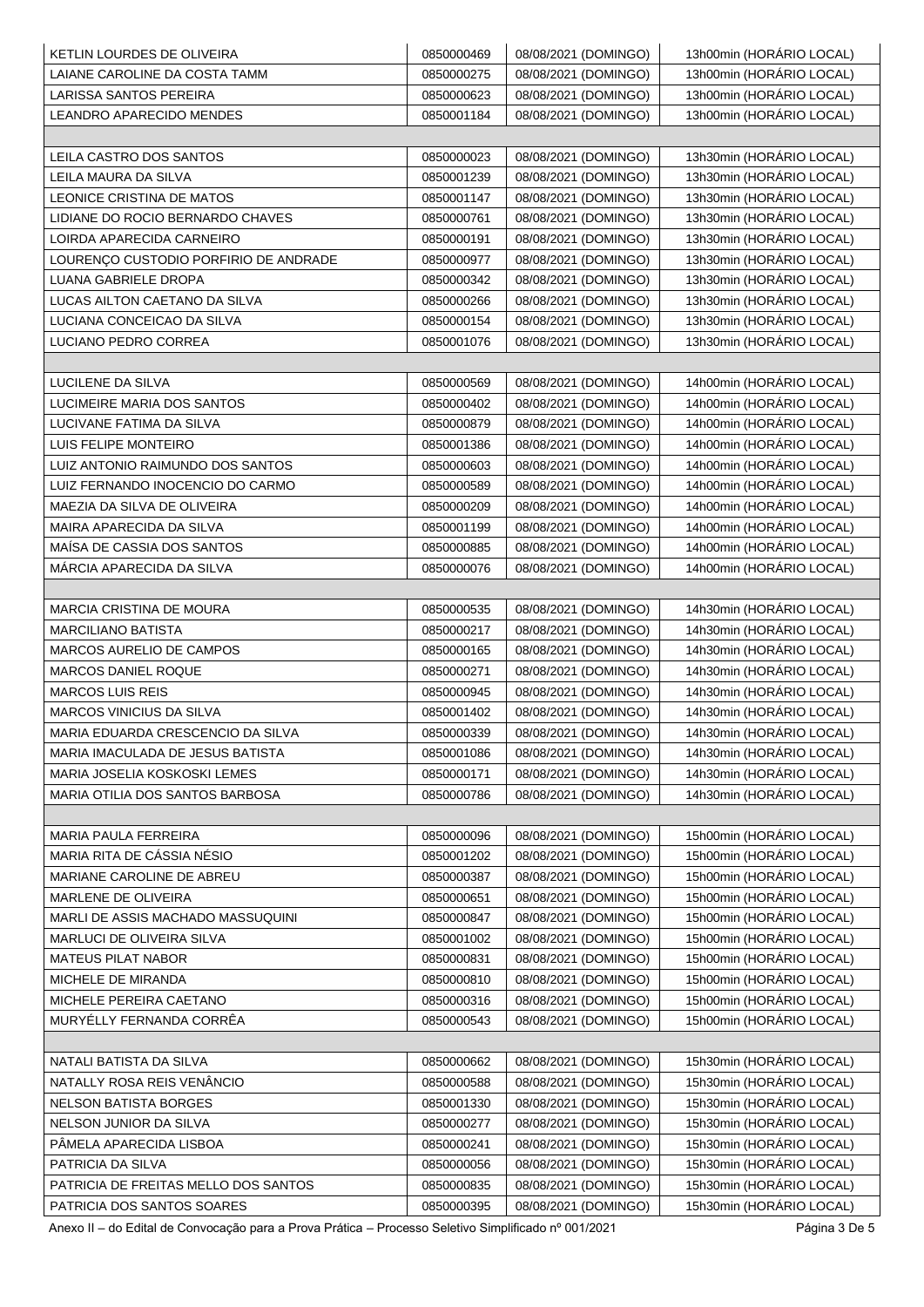| | | | |
|---|---|---|---|
| KETLIN LOURDES DE OLIVEIRA | 0850000469 | 08/08/2021 (DOMINGO) | 13h00min (HORÁRIO LOCAL) |
| LAIANE CAROLINE DA COSTA TAMM | 0850000275 | 08/08/2021 (DOMINGO) | 13h00min (HORÁRIO LOCAL) |
| LARISSA SANTOS PEREIRA | 0850000623 | 08/08/2021 (DOMINGO) | 13h00min (HORÁRIO LOCAL) |
| LEANDRO APARECIDO MENDES | 0850001184 | 08/08/2021 (DOMINGO) | 13h00min (HORÁRIO LOCAL) |
| | | | |
| LEILA CASTRO DOS SANTOS | 0850000023 | 08/08/2021 (DOMINGO) | 13h30min (HORÁRIO LOCAL) |
| LEILA MAURA DA SILVA | 0850001239 | 08/08/2021 (DOMINGO) | 13h30min (HORÁRIO LOCAL) |
| LEONICE CRISTINA DE MATOS | 0850001147 | 08/08/2021 (DOMINGO) | 13h30min (HORÁRIO LOCAL) |
| LIDIANE DO ROCIO BERNARDO CHAVES | 0850000761 | 08/08/2021 (DOMINGO) | 13h30min (HORÁRIO LOCAL) |
| LOIRDA APARECIDA CARNEIRO | 0850000191 | 08/08/2021 (DOMINGO) | 13h30min (HORÁRIO LOCAL) |
| LOURENÇO CUSTODIO PORFIRIO DE ANDRADE | 0850000977 | 08/08/2021 (DOMINGO) | 13h30min (HORÁRIO LOCAL) |
| LUANA GABRIELE DROPA | 0850000342 | 08/08/2021 (DOMINGO) | 13h30min (HORÁRIO LOCAL) |
| LUCAS AILTON CAETANO DA SILVA | 0850000266 | 08/08/2021 (DOMINGO) | 13h30min (HORÁRIO LOCAL) |
| LUCIANA CONCEICAO DA SILVA | 0850000154 | 08/08/2021 (DOMINGO) | 13h30min (HORÁRIO LOCAL) |
| LUCIANO PEDRO CORREA | 0850001076 | 08/08/2021 (DOMINGO) | 13h30min (HORÁRIO LOCAL) |
| | | | |
| LUCILENE DA SILVA | 0850000569 | 08/08/2021 (DOMINGO) | 14h00min (HORÁRIO LOCAL) |
| LUCIMEIRE MARIA DOS SANTOS | 0850000402 | 08/08/2021 (DOMINGO) | 14h00min (HORÁRIO LOCAL) |
| LUCIVANE FATIMA DA SILVA | 0850000879 | 08/08/2021 (DOMINGO) | 14h00min (HORÁRIO LOCAL) |
| LUIS FELIPE MONTEIRO | 0850001386 | 08/08/2021 (DOMINGO) | 14h00min (HORÁRIO LOCAL) |
| LUIZ ANTONIO RAIMUNDO DOS SANTOS | 0850000603 | 08/08/2021 (DOMINGO) | 14h00min (HORÁRIO LOCAL) |
| LUIZ FERNANDO INOCENCIO DO CARMO | 0850000589 | 08/08/2021 (DOMINGO) | 14h00min (HORÁRIO LOCAL) |
| MAEZIA DA SILVA DE OLIVEIRA | 0850000209 | 08/08/2021 (DOMINGO) | 14h00min (HORÁRIO LOCAL) |
| MAIRA APARECIDA DA SILVA | 0850001199 | 08/08/2021 (DOMINGO) | 14h00min (HORÁRIO LOCAL) |
| MAÍSA DE CASSIA DOS SANTOS | 0850000885 | 08/08/2021 (DOMINGO) | 14h00min (HORÁRIO LOCAL) |
| MÁRCIA APARECIDA DA SILVA | 0850000076 | 08/08/2021 (DOMINGO) | 14h00min (HORÁRIO LOCAL) |
| | | | |
| MARCIA CRISTINA DE MOURA | 0850000535 | 08/08/2021 (DOMINGO) | 14h30min (HORÁRIO LOCAL) |
| MARCILIANO BATISTA | 0850000217 | 08/08/2021 (DOMINGO) | 14h30min (HORÁRIO LOCAL) |
| MARCOS AURELIO DE CAMPOS | 0850000165 | 08/08/2021 (DOMINGO) | 14h30min (HORÁRIO LOCAL) |
| MARCOS DANIEL ROQUE | 0850000271 | 08/08/2021 (DOMINGO) | 14h30min (HORÁRIO LOCAL) |
| MARCOS LUIS REIS | 0850000945 | 08/08/2021 (DOMINGO) | 14h30min (HORÁRIO LOCAL) |
| MARCOS VINICIUS DA SILVA | 0850001402 | 08/08/2021 (DOMINGO) | 14h30min (HORÁRIO LOCAL) |
| MARIA EDUARDA CRESCENCIO DA SILVA | 0850000339 | 08/08/2021 (DOMINGO) | 14h30min (HORÁRIO LOCAL) |
| MARIA IMACULADA DE JESUS BATISTA | 0850001086 | 08/08/2021 (DOMINGO) | 14h30min (HORÁRIO LOCAL) |
| MARIA JOSELIA KOSKOSKI LEMES | 0850000171 | 08/08/2021 (DOMINGO) | 14h30min (HORÁRIO LOCAL) |
| MARIA OTILIA DOS SANTOS BARBOSA | 0850000786 | 08/08/2021 (DOMINGO) | 14h30min (HORÁRIO LOCAL) |
| | | | |
| MARIA PAULA FERREIRA | 0850000096 | 08/08/2021 (DOMINGO) | 15h00min (HORÁRIO LOCAL) |
| MARIA RITA DE CÁSSIA NÉSIO | 0850001202 | 08/08/2021 (DOMINGO) | 15h00min (HORÁRIO LOCAL) |
| MARIANE CAROLINE DE ABREU | 0850000387 | 08/08/2021 (DOMINGO) | 15h00min (HORÁRIO LOCAL) |
| MARLENE DE OLIVEIRA | 0850000651 | 08/08/2021 (DOMINGO) | 15h00min (HORÁRIO LOCAL) |
| MARLI DE ASSIS MACHADO MASSUQUINI | 0850000847 | 08/08/2021 (DOMINGO) | 15h00min (HORÁRIO LOCAL) |
| MARLUCI DE OLIVEIRA SILVA | 0850001002 | 08/08/2021 (DOMINGO) | 15h00min (HORÁRIO LOCAL) |
| MATEUS PILAT NABOR | 0850000831 | 08/08/2021 (DOMINGO) | 15h00min (HORÁRIO LOCAL) |
| MICHELE DE MIRANDA | 0850000810 | 08/08/2021 (DOMINGO) | 15h00min (HORÁRIO LOCAL) |
| MICHELE PEREIRA CAETANO | 0850000316 | 08/08/2021 (DOMINGO) | 15h00min (HORÁRIO LOCAL) |
| MURYÉLLY FERNANDA CORRÊA | 0850000543 | 08/08/2021 (DOMINGO) | 15h00min (HORÁRIO LOCAL) |
| | | | |
| NATALI BATISTA DA SILVA | 0850000662 | 08/08/2021 (DOMINGO) | 15h30min (HORÁRIO LOCAL) |
| NATALLY ROSA REIS VENÂNCIO | 0850000588 | 08/08/2021 (DOMINGO) | 15h30min (HORÁRIO LOCAL) |
| NELSON BATISTA BORGES | 0850001330 | 08/08/2021 (DOMINGO) | 15h30min (HORÁRIO LOCAL) |
| NELSON JUNIOR DA SILVA | 0850000277 | 08/08/2021 (DOMINGO) | 15h30min (HORÁRIO LOCAL) |
| PÂMELA APARECIDA LISBOA | 0850000241 | 08/08/2021 (DOMINGO) | 15h30min (HORÁRIO LOCAL) |
| PATRICIA DA SILVA | 0850000056 | 08/08/2021 (DOMINGO) | 15h30min (HORÁRIO LOCAL) |
| PATRICIA DE FREITAS MELLO DOS SANTOS | 0850000835 | 08/08/2021 (DOMINGO) | 15h30min (HORÁRIO LOCAL) |
| PATRICIA DOS SANTOS SOARES | 0850000395 | 08/08/2021 (DOMINGO) | 15h30min (HORÁRIO LOCAL) |

Anexo II – do Edital de Convocação para a Prova Prática – Processo Seletivo Simplificado nº 001/2021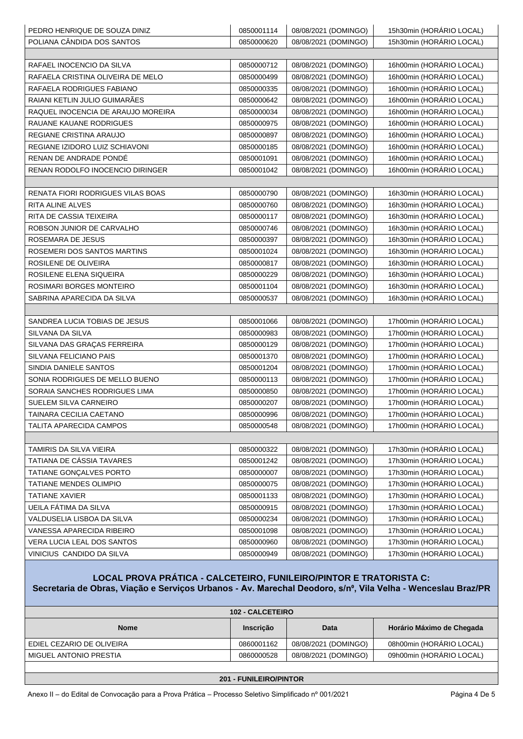| | | | |
|---|---|---|---|
| PEDRO HENRIQUE DE SOUZA DINIZ | 0850001114 | 08/08/2021 (DOMINGO) | 15h30min (HORÁRIO LOCAL) |
| POLIANA CÂNDIDA DOS SANTOS | 0850000620 | 08/08/2021 (DOMINGO) | 15h30min (HORÁRIO LOCAL) |
| | | | |
| RAFAEL INOCENCIO DA SILVA | 0850000712 | 08/08/2021 (DOMINGO) | 16h00min (HORÁRIO LOCAL) |
| RAFAELA CRISTINA OLIVEIRA DE MELO | 0850000499 | 08/08/2021 (DOMINGO) | 16h00min (HORÁRIO LOCAL) |
| RAFAELA RODRIGUES FABIANO | 0850000335 | 08/08/2021 (DOMINGO) | 16h00min (HORÁRIO LOCAL) |
| RAIANI KETLIN JULIO GUIMARÃES | 0850000642 | 08/08/2021 (DOMINGO) | 16h00min (HORÁRIO LOCAL) |
| RAQUEL INOCENCIA DE ARAUJO MOREIRA | 0850000034 | 08/08/2021 (DOMINGO) | 16h00min (HORÁRIO LOCAL) |
| RAUANE KAUANE RODRIGUES | 0850000975 | 08/08/2021 (DOMINGO) | 16h00min (HORÁRIO LOCAL) |
| REGIANE CRISTINA ARAUJO | 0850000897 | 08/08/2021 (DOMINGO) | 16h00min (HORÁRIO LOCAL) |
| REGIANE IZIDORO LUIZ SCHIAVONI | 0850000185 | 08/08/2021 (DOMINGO) | 16h00min (HORÁRIO LOCAL) |
| RENAN DE ANDRADE PONDÉ | 0850001091 | 08/08/2021 (DOMINGO) | 16h00min (HORÁRIO LOCAL) |
| RENAN RODOLFO INOCENCIO DIRINGER | 0850001042 | 08/08/2021 (DOMINGO) | 16h00min (HORÁRIO LOCAL) |
| | | | |
| RENATA FIORI RODRIGUES VILAS BOAS | 0850000790 | 08/08/2021 (DOMINGO) | 16h30min (HORÁRIO LOCAL) |
| RITA ALINE ALVES | 0850000760 | 08/08/2021 (DOMINGO) | 16h30min (HORÁRIO LOCAL) |
| RITA DE CASSIA TEIXEIRA | 0850000117 | 08/08/2021 (DOMINGO) | 16h30min (HORÁRIO LOCAL) |
| ROBSON JUNIOR DE CARVALHO | 0850000746 | 08/08/2021 (DOMINGO) | 16h30min (HORÁRIO LOCAL) |
| ROSEMARA DE JESUS | 0850000397 | 08/08/2021 (DOMINGO) | 16h30min (HORÁRIO LOCAL) |
| ROSEMERI DOS SANTOS MARTINS | 0850001024 | 08/08/2021 (DOMINGO) | 16h30min (HORÁRIO LOCAL) |
| ROSILENE DE OLIVEIRA | 0850000817 | 08/08/2021 (DOMINGO) | 16h30min (HORÁRIO LOCAL) |
| ROSILENE ELENA SIQUEIRA | 0850000229 | 08/08/2021 (DOMINGO) | 16h30min (HORÁRIO LOCAL) |
| ROSIMARI BORGES MONTEIRO | 0850001104 | 08/08/2021 (DOMINGO) | 16h30min (HORÁRIO LOCAL) |
| SABRINA APARECIDA DA SILVA | 0850000537 | 08/08/2021 (DOMINGO) | 16h30min (HORÁRIO LOCAL) |
| | | | |
| SANDREA LUCIA TOBIAS DE JESUS | 0850001066 | 08/08/2021 (DOMINGO) | 17h00min (HORÁRIO LOCAL) |
| SILVANA DA SILVA | 0850000983 | 08/08/2021 (DOMINGO) | 17h00min (HORÁRIO LOCAL) |
| SILVANA DAS GRAÇAS FERREIRA | 0850000129 | 08/08/2021 (DOMINGO) | 17h00min (HORÁRIO LOCAL) |
| SILVANA FELICIANO PAIS | 0850001370 | 08/08/2021 (DOMINGO) | 17h00min (HORÁRIO LOCAL) |
| SINDIA DANIELE SANTOS | 0850001204 | 08/08/2021 (DOMINGO) | 17h00min (HORÁRIO LOCAL) |
| SONIA RODRIGUES DE MELLO BUENO | 0850000113 | 08/08/2021 (DOMINGO) | 17h00min (HORÁRIO LOCAL) |
| SORAIA SANCHES RODRIGUES LIMA | 0850000850 | 08/08/2021 (DOMINGO) | 17h00min (HORÁRIO LOCAL) |
| SUELEM SILVA CARNEIRO | 0850000207 | 08/08/2021 (DOMINGO) | 17h00min (HORÁRIO LOCAL) |
| TAINARA CECILIA CAETANO | 0850000996 | 08/08/2021 (DOMINGO) | 17h00min (HORÁRIO LOCAL) |
| TALITA APARECIDA CAMPOS | 0850000548 | 08/08/2021 (DOMINGO) | 17h00min (HORÁRIO LOCAL) |
| | | | |
| TAMIRIS DA SILVA VIEIRA | 0850000322 | 08/08/2021 (DOMINGO) | 17h30min (HORÁRIO LOCAL) |
| TATIANA DE CÁSSIA TAVARES | 0850001242 | 08/08/2021 (DOMINGO) | 17h30min (HORÁRIO LOCAL) |
| TATIANE GONÇALVES PORTO | 0850000007 | 08/08/2021 (DOMINGO) | 17h30min (HORÁRIO LOCAL) |
| TATIANE MENDES OLIMPIO | 0850000075 | 08/08/2021 (DOMINGO) | 17h30min (HORÁRIO LOCAL) |
| TATIANE XAVIER | 0850001133 | 08/08/2021 (DOMINGO) | 17h30min (HORÁRIO LOCAL) |
| UEILA FÁTIMA DA SILVA | 0850000915 | 08/08/2021 (DOMINGO) | 17h30min (HORÁRIO LOCAL) |
| VALDUSELIA LISBOA DA SILVA | 0850000234 | 08/08/2021 (DOMINGO) | 17h30min (HORÁRIO LOCAL) |
| VANESSA APARECIDA RIBEIRO | 0850001098 | 08/08/2021 (DOMINGO) | 17h30min (HORÁRIO LOCAL) |
| VERA LUCIA LEAL DOS SANTOS | 0850000960 | 08/08/2021 (DOMINGO) | 17h30min (HORÁRIO LOCAL) |
| VINICIUS CANDIDO DA SILVA | 0850000949 | 08/08/2021 (DOMINGO) | 17h30min (HORÁRIO LOCAL) |

## LOCAL PROVA PRÁTICA - CALCETEIRO, FUNILEIRO/PINTOR E TRATORISTA C:
## Secretaria de Obras, Viação e Serviços Urbanos - Av. Marechal Deodoro, s/nº, Vila Velha - Wenceslau Braz/PR

**102 - CALCETEIRO**

| Nome | Inscrição | Data | Horário Máximo de Chegada |
|---|---|---|---|
| EDIEL CEZARIO DE OLIVEIRA | 0860001162 | 08/08/2021 (DOMINGO) | 08h00min (HORÁRIO LOCAL) |
| MIGUEL ANTONIO PRESTIA | 0860000528 | 08/08/2021 (DOMINGO) | 09h00min (HORÁRIO LOCAL) |

**201 - FUNILEIRO/PINTOR**

Anexo II – do Edital de Convocação para a Prova Prática – Processo Seletivo Simplificado nº 001/2021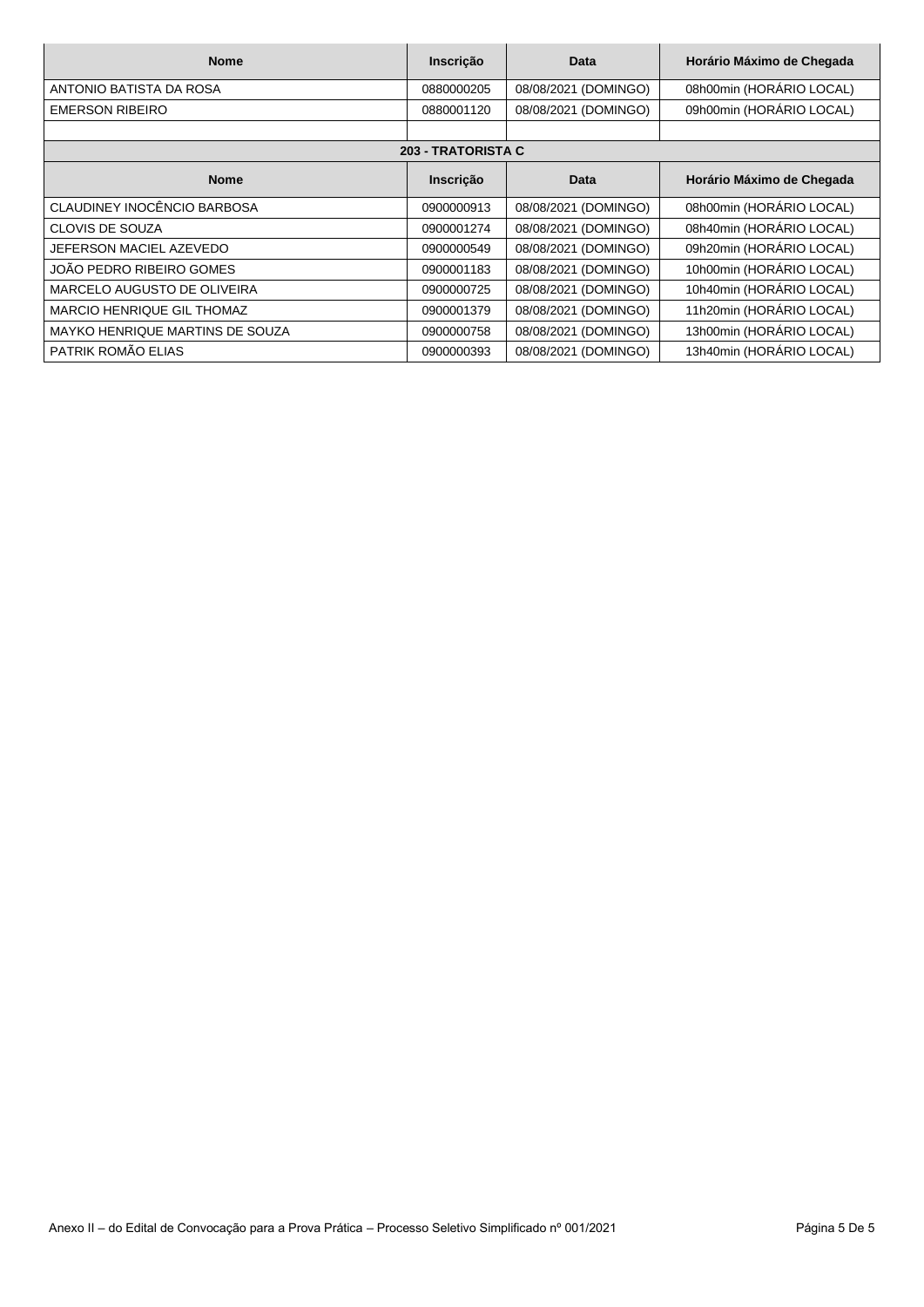| Nome | Inscrição | Data | Horário Máximo de Chegada |
| --- | --- | --- | --- |
| ANTONIO BATISTA DA ROSA | 0880000205 | 08/08/2021 (DOMINGO) | 08h00min (HORÁRIO LOCAL) |
| EMERSON RIBEIRO | 0880001120 | 08/08/2021 (DOMINGO) | 09h00min (HORÁRIO LOCAL) |

**203 - TRATORISTA C**

| Nome | Inscrição | Data | Horário Máximo de Chegada |
| --- | --- | --- | --- |
| CLAUDINEY INOCÊNCIO BARBOSA | 0900000913 | 08/08/2021 (DOMINGO) | 08h00min (HORÁRIO LOCAL) |
| CLOVIS DE SOUZA | 0900001274 | 08/08/2021 (DOMINGO) | 08h40min (HORÁRIO LOCAL) |
| JEFERSON MACIEL AZEVEDO | 0900000549 | 08/08/2021 (DOMINGO) | 09h20min (HORÁRIO LOCAL) |
| JOÃO PEDRO RIBEIRO GOMES | 0900001183 | 08/08/2021 (DOMINGO) | 10h00min (HORÁRIO LOCAL) |
| MARCELO AUGUSTO DE OLIVEIRA | 0900000725 | 08/08/2021 (DOMINGO) | 10h40min (HORÁRIO LOCAL) |
| MARCIO HENRIQUE GIL THOMAZ | 0900001379 | 08/08/2021 (DOMINGO) | 11h20min (HORÁRIO LOCAL) |
| MAYKO HENRIQUE MARTINS DE SOUZA | 0900000758 | 08/08/2021 (DOMINGO) | 13h00min (HORÁRIO LOCAL) |
| PATRIK ROMÃO ELIAS | 0900000393 | 08/08/2021 (DOMINGO) | 13h40min (HORÁRIO LOCAL) |